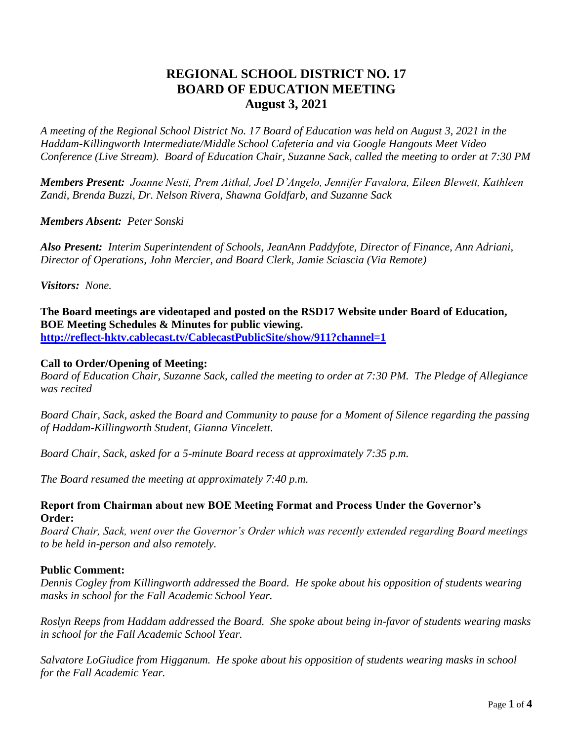# REGIONAL SCHOOL DISTRICT NO. 17
# BOARD OF EDUCATION MEETING
# August 3, 2021

*A meeting of the Regional School District No. 17 Board of Education was held on August 3, 2021 in the Haddam-Killingworth Intermediate/Middle School Cafeteria and via Google Hangouts Meet Video Conference (Live Stream). Board of Education Chair, Suzanne Sack, called the meeting to order at 7:30 PM*

***Members Present:*** *Joanne Nesti, Prem Aithal, Joel D'Angelo, Jennifer Favalora, Eileen Blewett, Kathleen Zandi, Brenda Buzzi, Dr. Nelson Rivera, Shawna Goldfarb, and Suzanne Sack*

***Members Absent:*** *Peter Sonski*

***Also Present:*** *Interim Superintendent of Schools, JeanAnn Paddyfote, Director of Finance, Ann Adriani, Director of Operations, John Mercier, and Board Clerk, Jamie Sciascia (Via Remote)*

***Visitors:*** *None.*

**The Board meetings are videotaped and posted on the RSD17 Website under Board of Education, BOE Meeting Schedules & Minutes for public viewing.**
**http://reflect-hktv.cablecast.tv/CablecastPublicSite/show/911?channel=1**

### Call to Order/Opening of Meeting:

*Board of Education Chair, Suzanne Sack, called the meeting to order at 7:30 PM. The Pledge of Allegiance was recited*

*Board Chair, Sack, asked the Board and Community to pause for a Moment of Silence regarding the passing of Haddam-Killingworth Student, Gianna Vincelett.*

*Board Chair, Sack, asked for a 5-minute Board recess at approximately 7:35 p.m.*

*The Board resumed the meeting at approximately 7:40 p.m.*

### Report from Chairman about new BOE Meeting Format and Process Under the Governor's Order:

*Board Chair, Sack, went over the Governor's Order which was recently extended regarding Board meetings to be held in-person and also remotely.*

### Public Comment:

*Dennis Cogley from Killingworth addressed the Board. He spoke about his opposition of students wearing masks in school for the Fall Academic School Year.*

*Roslyn Reeps from Haddam addressed the Board. She spoke about being in-favor of students wearing masks in school for the Fall Academic School Year.*

*Salvatore LoGiudice from Higganum. He spoke about his opposition of students wearing masks in school for the Fall Academic Year.*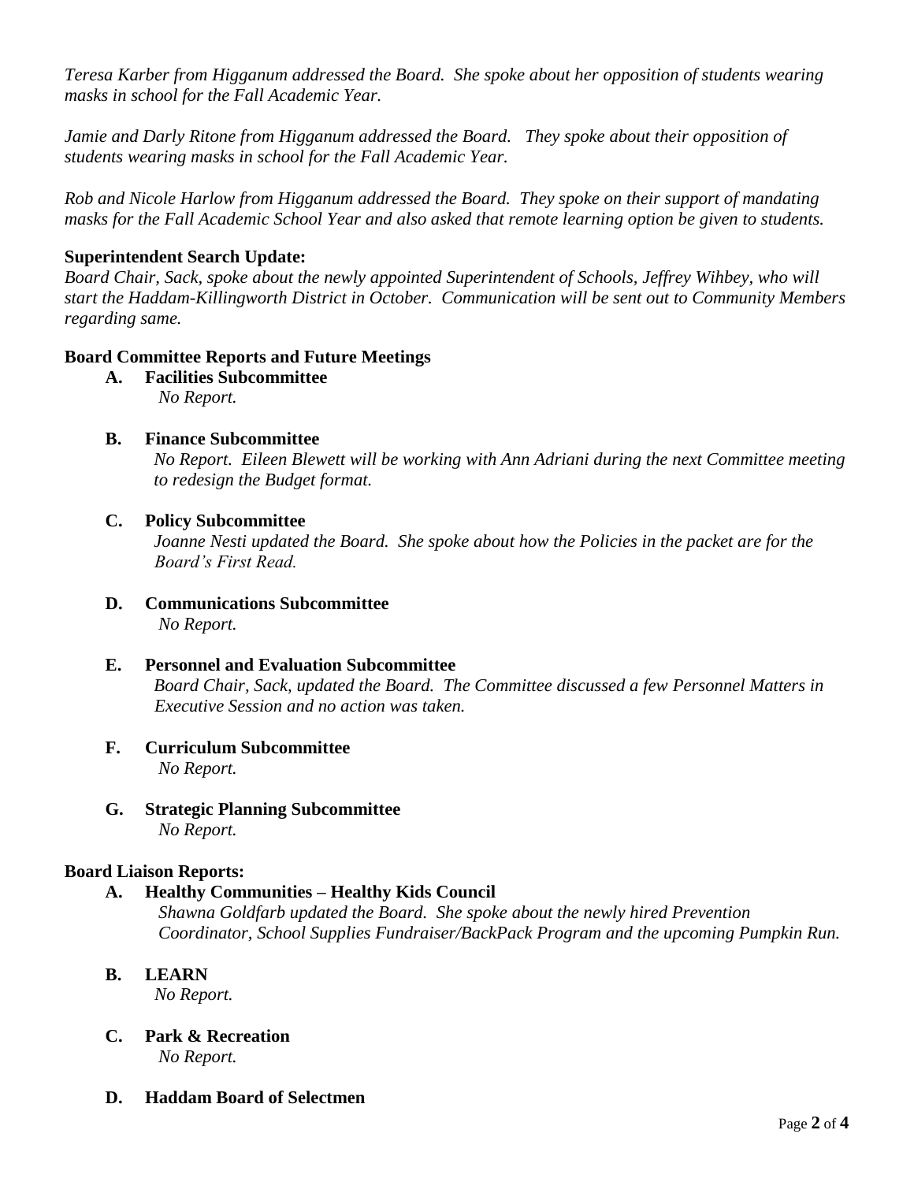*Teresa Karber from Higganum addressed the Board. She spoke about her opposition of students wearing masks in school for the Fall Academic Year.*

*Jamie and Darly Ritone from Higganum addressed the Board. They spoke about their opposition of students wearing masks in school for the Fall Academic Year.*

*Rob and Nicole Harlow from Higganum addressed the Board. They spoke on their support of mandating masks for the Fall Academic School Year and also asked that remote learning option be given to students.*

**Superintendent Search Update:**
*Board Chair, Sack, spoke about the newly appointed Superintendent of Schools, Jeffrey Wihbey, who will start the Haddam-Killingworth District in October. Communication will be sent out to Community Members regarding same.*

**Board Committee Reports and Future Meetings**

**A. Facilities Subcommittee**
*No Report.*

**B. Finance Subcommittee**
*No Report. Eileen Blewett will be working with Ann Adriani during the next Committee meeting to redesign the Budget format.*

**C. Policy Subcommittee**
*Joanne Nesti updated the Board. She spoke about how the Policies in the packet are for the Board's First Read.*

**D. Communications Subcommittee**
*No Report.*

**E. Personnel and Evaluation Subcommittee**
*Board Chair, Sack, updated the Board. The Committee discussed a few Personnel Matters in Executive Session and no action was taken.*

**F. Curriculum Subcommittee**
*No Report.*

**G. Strategic Planning Subcommittee**
*No Report.*

**Board Liaison Reports:**

**A. Healthy Communities – Healthy Kids Council**
*Shawna Goldfarb updated the Board. She spoke about the newly hired Prevention Coordinator, School Supplies Fundraiser/BackPack Program and the upcoming Pumpkin Run.*

**B. LEARN**
*No Report.*

**C. Park & Recreation**
*No Report.*

**D. Haddam Board of Selectmen**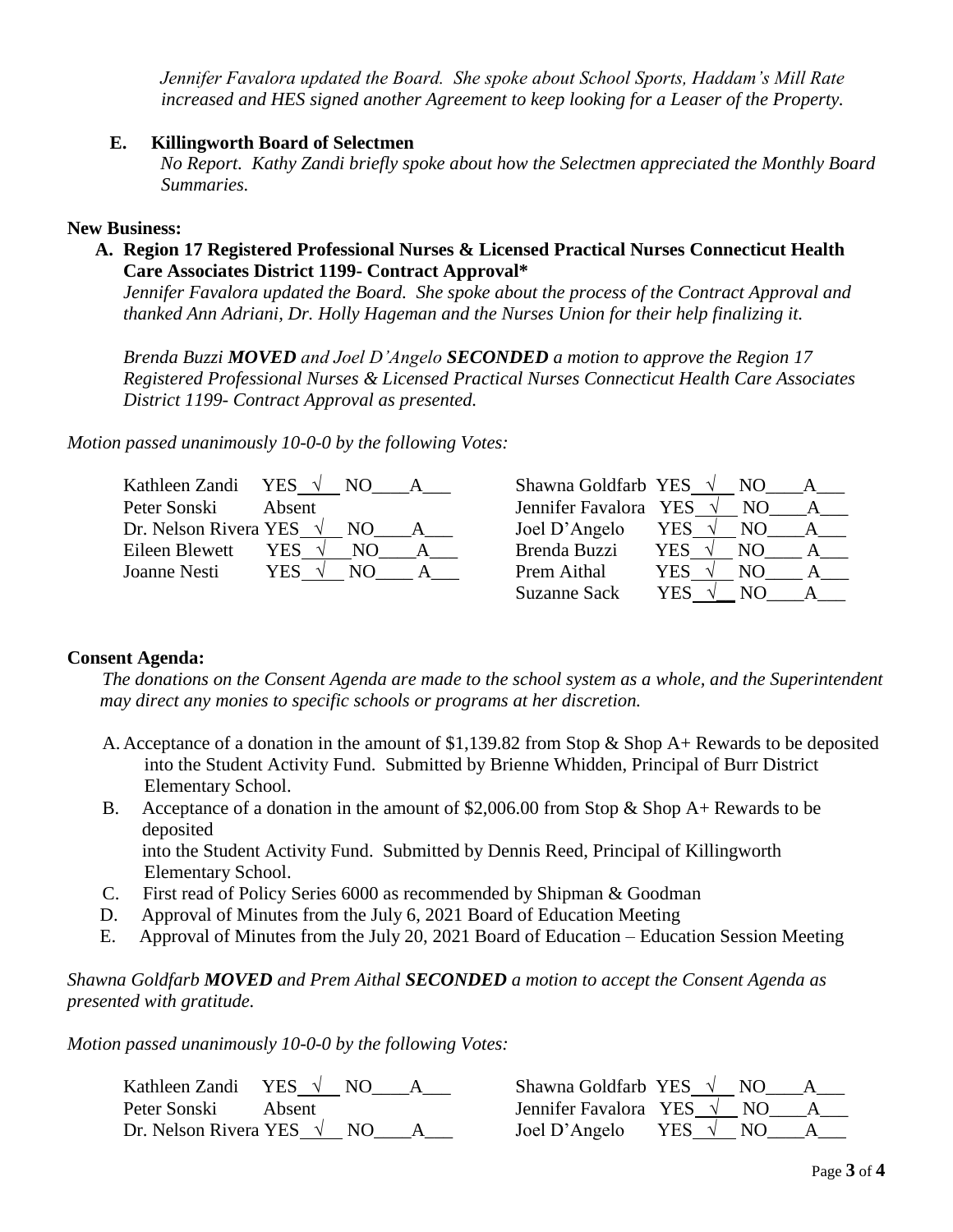*Jennifer Favalora updated the Board. She spoke about School Sports, Haddam's Mill Rate increased and HES signed another Agreement to keep looking for a Leaser of the Property.*

**E. Killingworth Board of Selectmen**

*No Report. Kathy Zandi briefly spoke about how the Selectmen appreciated the Monthly Board Summaries.*

**New Business:**

**A. Region 17 Registered Professional Nurses & Licensed Practical Nurses Connecticut Health Care Associates District 1199- Contract Approval\***

*Jennifer Favalora updated the Board. She spoke about the process of the Contract Approval and thanked Ann Adriani, Dr. Holly Hageman and the Nurses Union for their help finalizing it.*

*Brenda Buzzi **MOVED** and Joel D'Angelo **SECONDED** a motion to approve the Region 17 Registered Professional Nurses & Licensed Practical Nurses Connecticut Health Care Associates District 1199- Contract Approval as presented.*

*Motion passed unanimously 10-0-0 by the following Votes:*

Kathleen Zandi YES √ NO____A___
Peter Sonski Absent
Dr. Nelson Rivera YES √ NO____A___
Eileen Blewett YES √ NO____A___
Joanne Nesti YES √ NO____A___
Shawna Goldfarb YES √ NO____A___
Jennifer Favalora YES √ NO____A___
Joel D'Angelo YES √ NO____A___
Brenda Buzzi YES √ NO____A___
Prem Aithal YES √ NO____A___
Suzanne Sack YES √ NO____A___

**Consent Agenda:**

*The donations on the Consent Agenda are made to the school system as a whole, and the Superintendent may direct any monies to specific schools or programs at her discretion.*

A. Acceptance of a donation in the amount of $1,139.82 from Stop & Shop A+ Rewards to be deposited into the Student Activity Fund. Submitted by Brienne Whidden, Principal of Burr District Elementary School.

B. Acceptance of a donation in the amount of $2,006.00 from Stop & Shop A+ Rewards to be deposited into the Student Activity Fund. Submitted by Dennis Reed, Principal of Killingworth Elementary School.

C. First read of Policy Series 6000 as recommended by Shipman & Goodman

D. Approval of Minutes from the July 6, 2021 Board of Education Meeting

E. Approval of Minutes from the July 20, 2021 Board of Education – Education Session Meeting

*Shawna Goldfarb **MOVED** and Prem Aithal **SECONDED** a motion to accept the Consent Agenda as presented with gratitude.*

*Motion passed unanimously 10-0-0 by the following Votes:*

Kathleen Zandi YES √ NO____A___
Peter Sonski Absent
Dr. Nelson Rivera YES √ NO____A___
Shawna Goldfarb YES √ NO____A___
Jennifer Favalora YES √ NO____A___
Joel D'Angelo YES √ NO____A___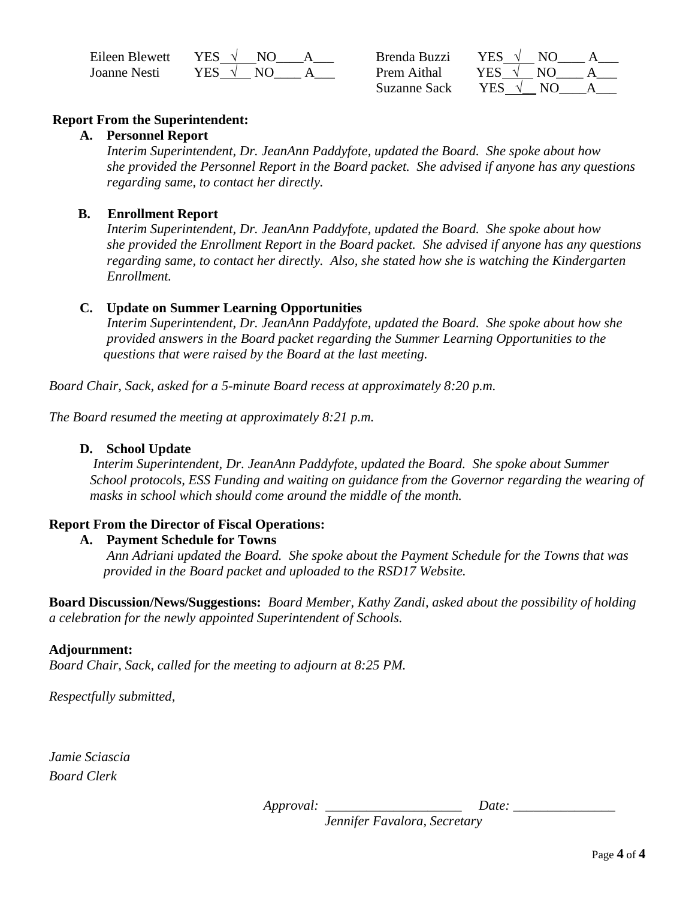| | | | |
|---|---|---|---|
| Eileen Blewett | YES\_√\_\_NO\_\_\_\_A\_\_\_ | Brenda Buzzi | YES\_√\_\_NO\_\_\_\_A\_\_\_ |
| Joanne Nesti | YES\_√\_\_NO\_\_\_\_A\_\_\_ | Prem Aithal | YES\_√\_\_NO\_\_\_\_A\_\_\_ |
| | | Suzanne Sack | YES\_√\_\_NO\_\_\_\_A\_\_\_ |

**Report From the Superintendent:**

**A. Personnel Report**

*Interim Superintendent, Dr. JeanAnn Paddyfote, updated the Board. She spoke about how she provided the Personnel Report in the Board packet. She advised if anyone has any questions regarding same, to contact her directly.*

**B. Enrollment Report**

*Interim Superintendent, Dr. JeanAnn Paddyfote, updated the Board. She spoke about how she provided the Enrollment Report in the Board packet. She advised if anyone has any questions regarding same, to contact her directly. Also, she stated how she is watching the Kindergarten Enrollment.*

**C. Update on Summer Learning Opportunities**

*Interim Superintendent, Dr. JeanAnn Paddyfote, updated the Board. She spoke about how she provided answers in the Board packet regarding the Summer Learning Opportunities to the questions that were raised by the Board at the last meeting.*

*Board Chair, Sack, asked for a 5-minute Board recess at approximately 8:20 p.m.*

*The Board resumed the meeting at approximately 8:21 p.m.*

**D. School Update**

*Interim Superintendent, Dr. JeanAnn Paddyfote, updated the Board. She spoke about Summer School protocols, ESS Funding and waiting on guidance from the Governor regarding the wearing of masks in school which should come around the middle of the month.*

**Report From the Director of Fiscal Operations:**

**A. Payment Schedule for Towns**

*Ann Adriani updated the Board. She spoke about the Payment Schedule for the Towns that was provided in the Board packet and uploaded to the RSD17 Website.*

**Board Discussion/News/Suggestions:** *Board Member, Kathy Zandi, asked about the possibility of holding a celebration for the newly appointed Superintendent of Schools.*

**Adjournment:**

*Board Chair, Sack, called for the meeting to adjourn at 8:25 PM.*

*Respectfully submitted,*

*Jamie Sciascia*
*Board Clerk*

*Approval:* \_\_\_\_\_\_\_\_\_\_\_\_\_\_\_\_\_\_\_\_ *Date:* \_\_\_\_\_\_\_\_\_\_\_\_\_\_\_
*Jennifer Favalora, Secretary*